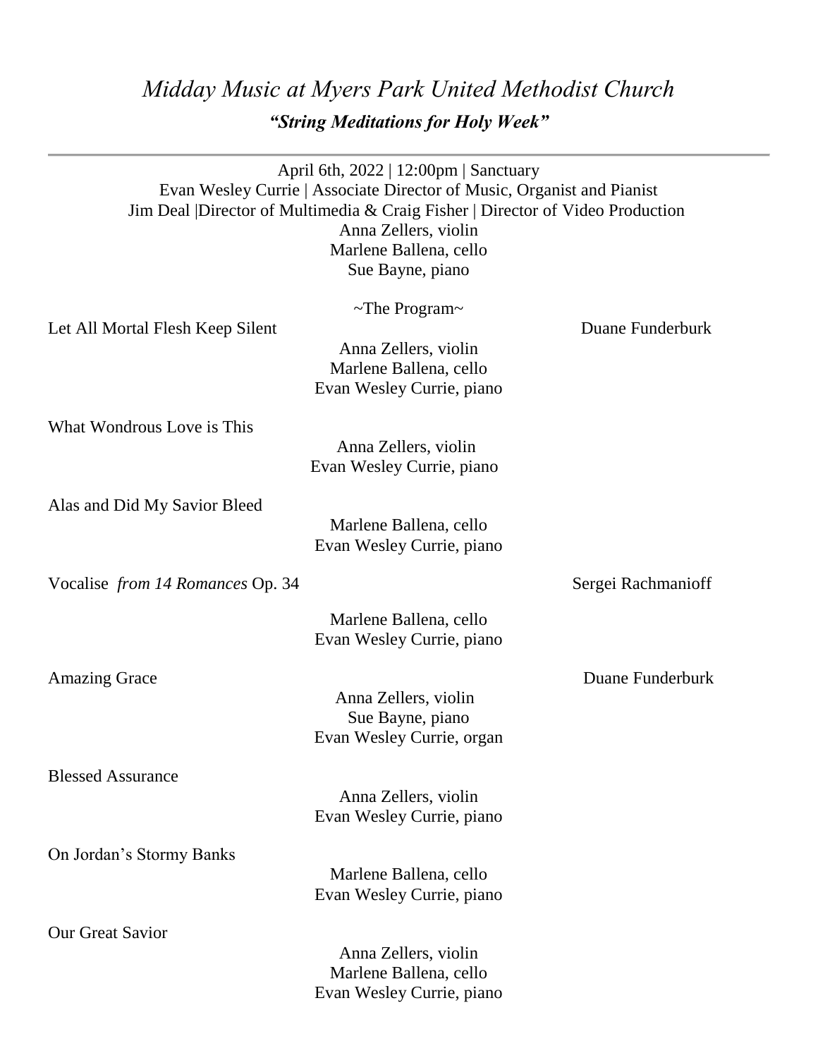# *Midday Music at Myers Park United Methodist Church*

## ***"String Meditations for Holy Week"***

---

April 6th, 2022 | 12:00pm | Sanctuary
Evan Wesley Currie | Associate Director of Music, Organist and Pianist
Jim Deal |Director of Multimedia & Craig Fisher | Director of Video Production
Anna Zellers, violin
Marlene Ballena, cello
Sue Bayne, piano

~The Program~

Let All Mortal Flesh Keep Silent — Duane Funderburk

Anna Zellers, violin
Marlene Ballena, cello
Evan Wesley Currie, piano

What Wondrous Love is This

Anna Zellers, violin
Evan Wesley Currie, piano

Alas and Did My Savior Bleed

Marlene Ballena, cello
Evan Wesley Currie, piano

Vocalise *from 14 Romances* Op. 34 — Sergei Rachmanioff

Marlene Ballena, cello
Evan Wesley Currie, piano

Amazing Grace — Duane Funderburk

Anna Zellers, violin
Sue Bayne, piano
Evan Wesley Currie, organ

Blessed Assurance

Anna Zellers, violin
Evan Wesley Currie, piano

On Jordan's Stormy Banks

Marlene Ballena, cello
Evan Wesley Currie, piano

Our Great Savior

Anna Zellers, violin
Marlene Ballena, cello
Evan Wesley Currie, piano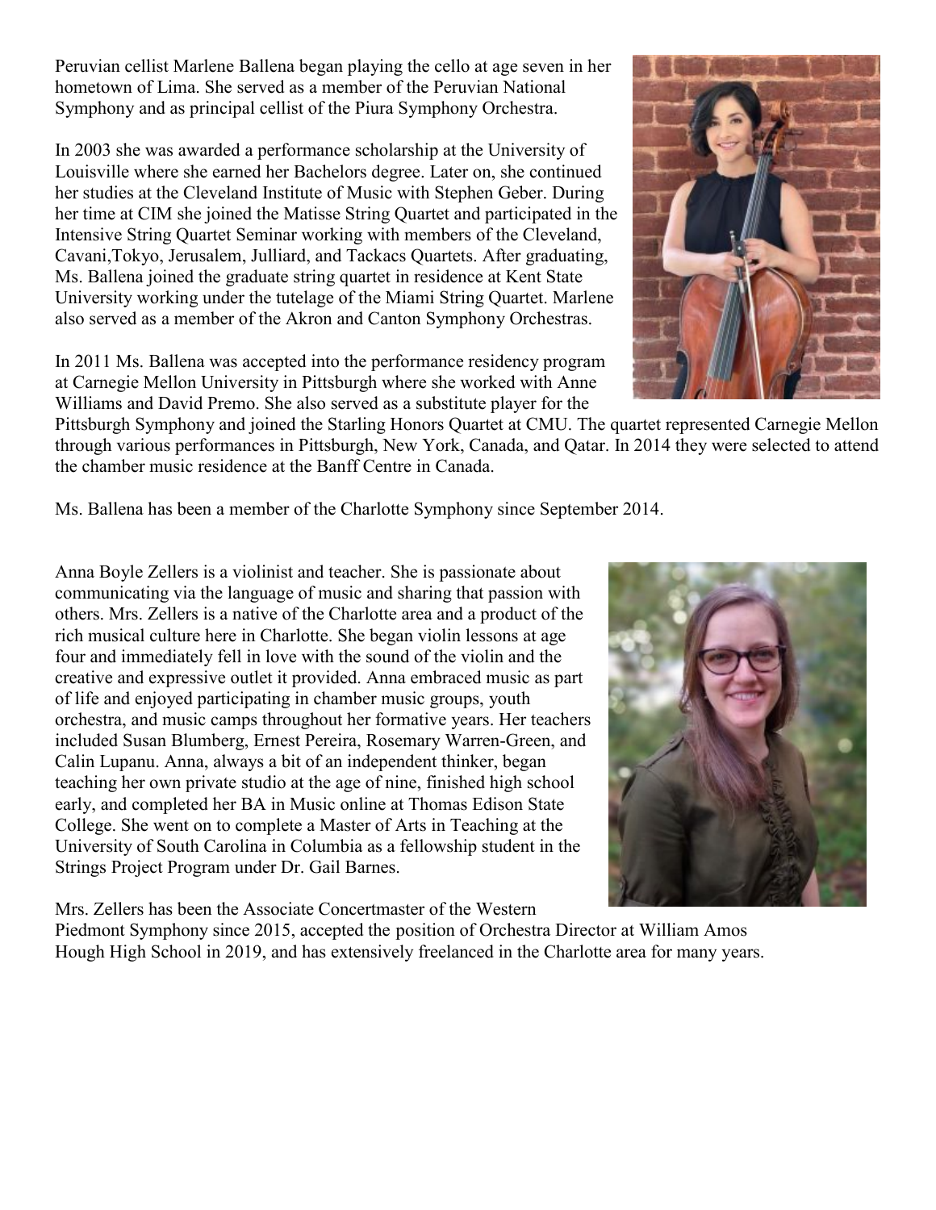Peruvian cellist Marlene Ballena began playing the cello at age seven in her hometown of Lima. She served as a member of the Peruvian National Symphony and as principal cellist of the Piura Symphony Orchestra.

In 2003 she was awarded a performance scholarship at the University of Louisville where she earned her Bachelors degree. Later on, she continued her studies at the Cleveland Institute of Music with Stephen Geber. During her time at CIM she joined the Matisse String Quartet and participated in the Intensive String Quartet Seminar working with members of the Cleveland, Cavani,Tokyo, Jerusalem, Julliard, and Tackacs Quartets. After graduating, Ms. Ballena joined the graduate string quartet in residence at Kent State University working under the tutelage of the Miami String Quartet. Marlene also served as a member of the Akron and Canton Symphony Orchestras.

In 2011 Ms. Ballena was accepted into the performance residency program at Carnegie Mellon University in Pittsburgh where she worked with Anne Williams and David Premo. She also served as a substitute player for the Pittsburgh Symphony and joined the Starling Honors Quartet at CMU. The quartet represented Carnegie Mellon through various performances in Pittsburgh, New York, Canada, and Qatar. In 2014 they were selected to attend the chamber music residence at the Banff Centre in Canada.

Ms. Ballena has been a member of the Charlotte Symphony since September 2014.

Anna Boyle Zellers is a violinist and teacher. She is passionate about communicating via the language of music and sharing that passion with others. Mrs. Zellers is a native of the Charlotte area and a product of the rich musical culture here in Charlotte. She began violin lessons at age four and immediately fell in love with the sound of the violin and the creative and expressive outlet it provided. Anna embraced music as part of life and enjoyed participating in chamber music groups, youth orchestra, and music camps throughout her formative years. Her teachers included Susan Blumberg, Ernest Pereira, Rosemary Warren-Green, and Calin Lupanu. Anna, always a bit of an independent thinker, began teaching her own private studio at the age of nine, finished high school early, and completed her BA in Music online at Thomas Edison State College. She went on to complete a Master of Arts in Teaching at the University of South Carolina in Columbia as a fellowship student in the Strings Project Program under Dr. Gail Barnes.

Mrs. Zellers has been the Associate Concertmaster of the Western Piedmont Symphony since 2015, accepted the position of Orchestra Director at William Amos Hough High School in 2019, and has extensively freelanced in the Charlotte area for many years.